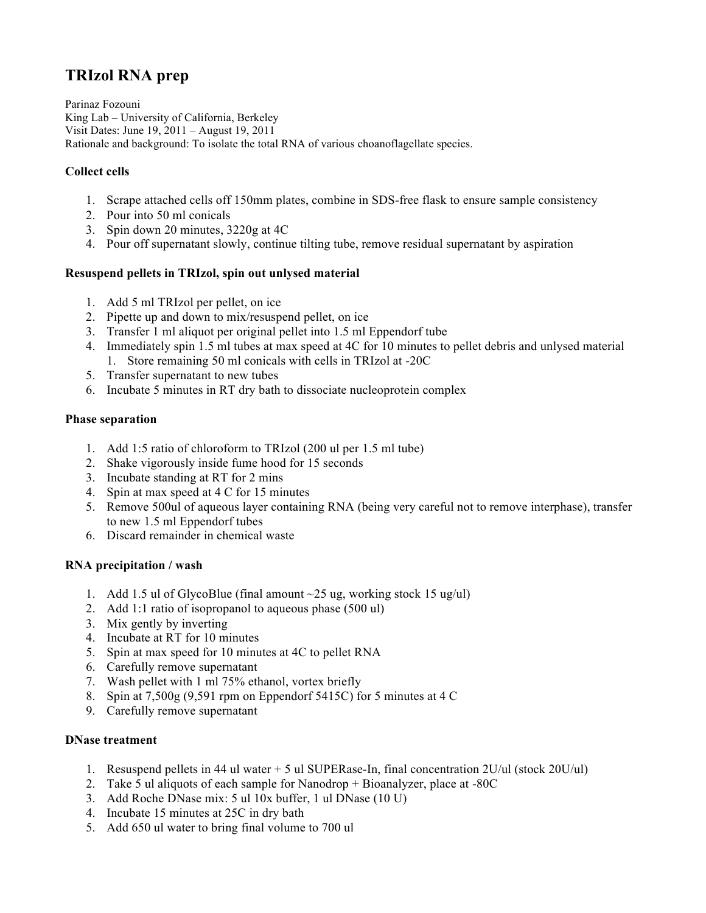# TRIzol RNA prep

Parinaz Fozouni
King Lab – University of California, Berkeley
Visit Dates: June 19, 2011 – August 19, 2011
Rationale and background: To isolate the total RNA of various choanoflagellate species.

### Collect cells

1. Scrape attached cells off 150mm plates, combine in SDS-free flask to ensure sample consistency
2. Pour into 50 ml conicals
3. Spin down 20 minutes, 3220g at 4C
4. Pour off supernatant slowly, continue tilting tube, remove residual supernatant by aspiration

### Resuspend pellets in TRIzol, spin out unlysed material

1. Add 5 ml TRIzol per pellet, on ice
2. Pipette up and down to mix/resuspend pellet, on ice
3. Transfer 1 ml aliquot per original pellet into 1.5 ml Eppendorf tube
4. Immediately spin 1.5 ml tubes at max speed at 4C for 10 minutes to pellet debris and unlysed material
   1. Store remaining 50 ml conicals with cells in TRIzol at -20C
5. Transfer supernatant to new tubes
6. Incubate 5 minutes in RT dry bath to dissociate nucleoprotein complex

### Phase separation

1. Add 1:5 ratio of chloroform to TRIzol (200 ul per 1.5 ml tube)
2. Shake vigorously inside fume hood for 15 seconds
3. Incubate standing at RT for 2 mins
4. Spin at max speed at 4 C for 15 minutes
5. Remove 500ul of aqueous layer containing RNA (being very careful not to remove interphase), transfer to new 1.5 ml Eppendorf tubes
6. Discard remainder in chemical waste

### RNA precipitation / wash

1. Add 1.5 ul of GlycoBlue (final amount ~25 ug, working stock 15 ug/ul)
2. Add 1:1 ratio of isopropanol to aqueous phase (500 ul)
3. Mix gently by inverting
4. Incubate at RT for 10 minutes
5. Spin at max speed for 10 minutes at 4C to pellet RNA
6. Carefully remove supernatant
7. Wash pellet with 1 ml 75% ethanol, vortex briefly
8. Spin at 7,500g (9,591 rpm on Eppendorf 5415C) for 5 minutes at 4 C
9. Carefully remove supernatant

### DNase treatment

1. Resuspend pellets in 44 ul water + 5 ul SUPERase-In, final concentration 2U/ul (stock 20U/ul)
2. Take 5 ul aliquots of each sample for Nanodrop + Bioanalyzer, place at -80C
3. Add Roche DNase mix: 5 ul 10x buffer, 1 ul DNase (10 U)
4. Incubate 15 minutes at 25C in dry bath
5. Add 650 ul water to bring final volume to 700 ul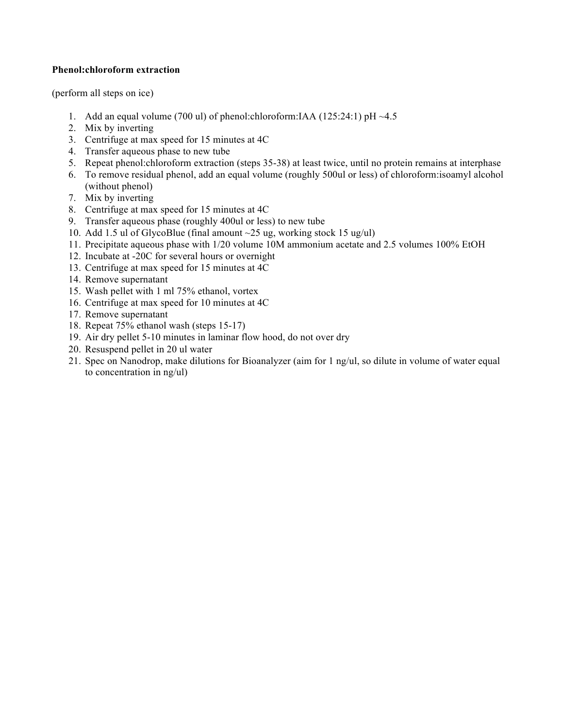**Phenol:chloroform extraction**

(perform all steps on ice)

1. Add an equal volume (700 ul) of phenol:chloroform:IAA (125:24:1) pH ~4.5
2. Mix by inverting
3. Centrifuge at max speed for 15 minutes at 4C
4. Transfer aqueous phase to new tube
5. Repeat phenol:chloroform extraction (steps 35-38) at least twice, until no protein remains at interphase
6. To remove residual phenol, add an equal volume (roughly 500ul or less) of chloroform:isoamyl alcohol (without phenol)
7. Mix by inverting
8. Centrifuge at max speed for 15 minutes at 4C
9. Transfer aqueous phase (roughly 400ul or less) to new tube
10. Add 1.5 ul of GlycoBlue (final amount ~25 ug, working stock 15 ug/ul)
11. Precipitate aqueous phase with 1/20 volume 10M ammonium acetate and 2.5 volumes 100% EtOH
12. Incubate at -20C for several hours or overnight
13. Centrifuge at max speed for 15 minutes at 4C
14. Remove supernatant
15. Wash pellet with 1 ml 75% ethanol, vortex
16. Centrifuge at max speed for 10 minutes at 4C
17. Remove supernatant
18. Repeat 75% ethanol wash (steps 15-17)
19. Air dry pellet 5-10 minutes in laminar flow hood, do not over dry
20. Resuspend pellet in 20 ul water
21. Spec on Nanodrop, make dilutions for Bioanalyzer (aim for 1 ng/ul, so dilute in volume of water equal to concentration in ng/ul)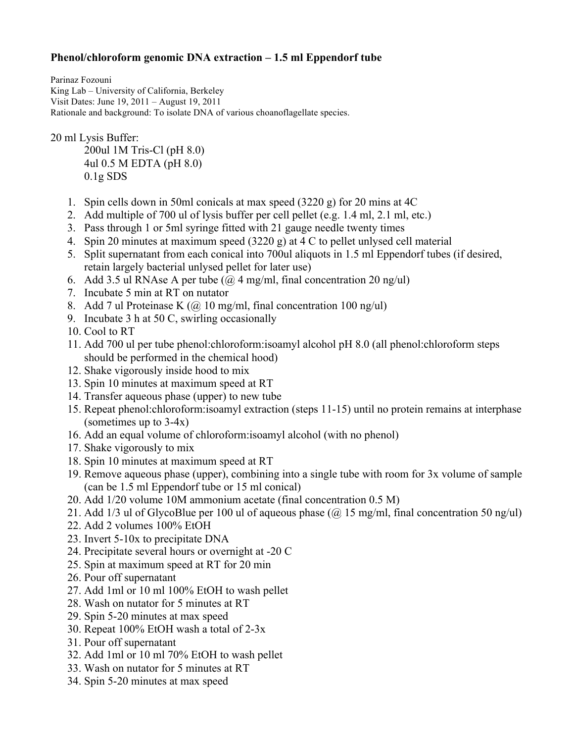**Phenol/chloroform genomic DNA extraction – 1.5 ml Eppendorf tube**

Parinaz Fozouni
King Lab – University of California, Berkeley
Visit Dates: June 19, 2011 – August 19, 2011
Rationale and background: To isolate DNA of various choanoflagellate species.

20 ml Lysis Buffer:

- 200ul 1M Tris-Cl (pH 8.0)
- 4ul 0.5 M EDTA (pH 8.0)
- 0.1g SDS

1. Spin cells down in 50ml conicals at max speed (3220 g) for 20 mins at 4C
2. Add multiple of 700 ul of lysis buffer per cell pellet (e.g. 1.4 ml, 2.1 ml, etc.)
3. Pass through 1 or 5ml syringe fitted with 21 gauge needle twenty times
4. Spin 20 minutes at maximum speed (3220 g) at 4 C to pellet unlysed cell material
5. Split supernatant from each conical into 700ul aliquots in 1.5 ml Eppendorf tubes (if desired, retain largely bacterial unlysed pellet for later use)
6. Add 3.5 ul RNAse A per tube (@ 4 mg/ml, final concentration 20 ng/ul)
7. Incubate 5 min at RT on nutator
8. Add 7 ul Proteinase K (@ 10 mg/ml, final concentration 100 ng/ul)
9. Incubate 3 h at 50 C, swirling occasionally
10. Cool to RT
11. Add 700 ul per tube phenol:chloroform:isoamyl alcohol pH 8.0 (all phenol:chloroform steps should be performed in the chemical hood)
12. Shake vigorously inside hood to mix
13. Spin 10 minutes at maximum speed at RT
14. Transfer aqueous phase (upper) to new tube
15. Repeat phenol:chloroform:isoamyl extraction (steps 11-15) until no protein remains at interphase (sometimes up to 3-4x)
16. Add an equal volume of chloroform:isoamyl alcohol (with no phenol)
17. Shake vigorously to mix
18. Spin 10 minutes at maximum speed at RT
19. Remove aqueous phase (upper), combining into a single tube with room for 3x volume of sample (can be 1.5 ml Eppendorf tube or 15 ml conical)
20. Add 1/20 volume 10M ammonium acetate (final concentration 0.5 M)
21. Add 1/3 ul of GlycoBlue per 100 ul of aqueous phase (@ 15 mg/ml, final concentration 50 ng/ul)
22. Add 2 volumes 100% EtOH
23. Invert 5-10x to precipitate DNA
24. Precipitate several hours or overnight at -20 C
25. Spin at maximum speed at RT for 20 min
26. Pour off supernatant
27. Add 1ml or 10 ml 100% EtOH to wash pellet
28. Wash on nutator for 5 minutes at RT
29. Spin 5-20 minutes at max speed
30. Repeat 100% EtOH wash a total of 2-3x
31. Pour off supernatant
32. Add 1ml or 10 ml 70% EtOH to wash pellet
33. Wash on nutator for 5 minutes at RT
34. Spin 5-20 minutes at max speed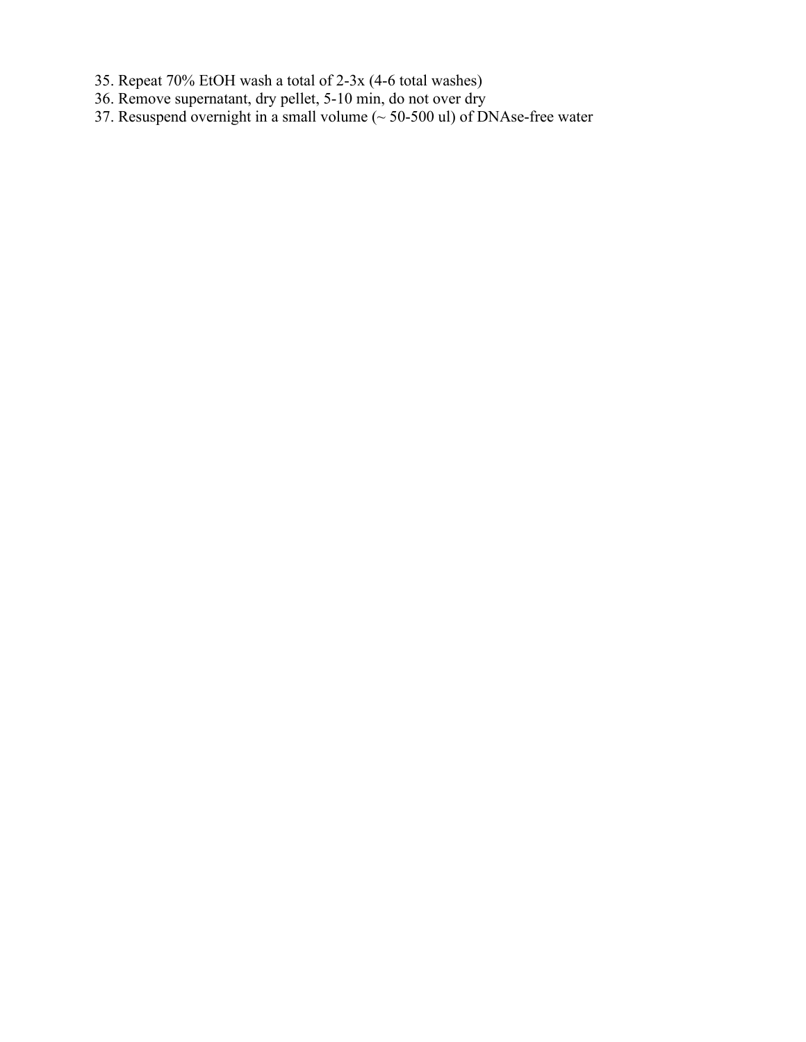35. Repeat 70% EtOH wash a total of 2-3x (4-6 total washes)
36. Remove supernatant, dry pellet, 5-10 min, do not over dry
37. Resuspend overnight in a small volume (~ 50-500 ul) of DNAse-free water